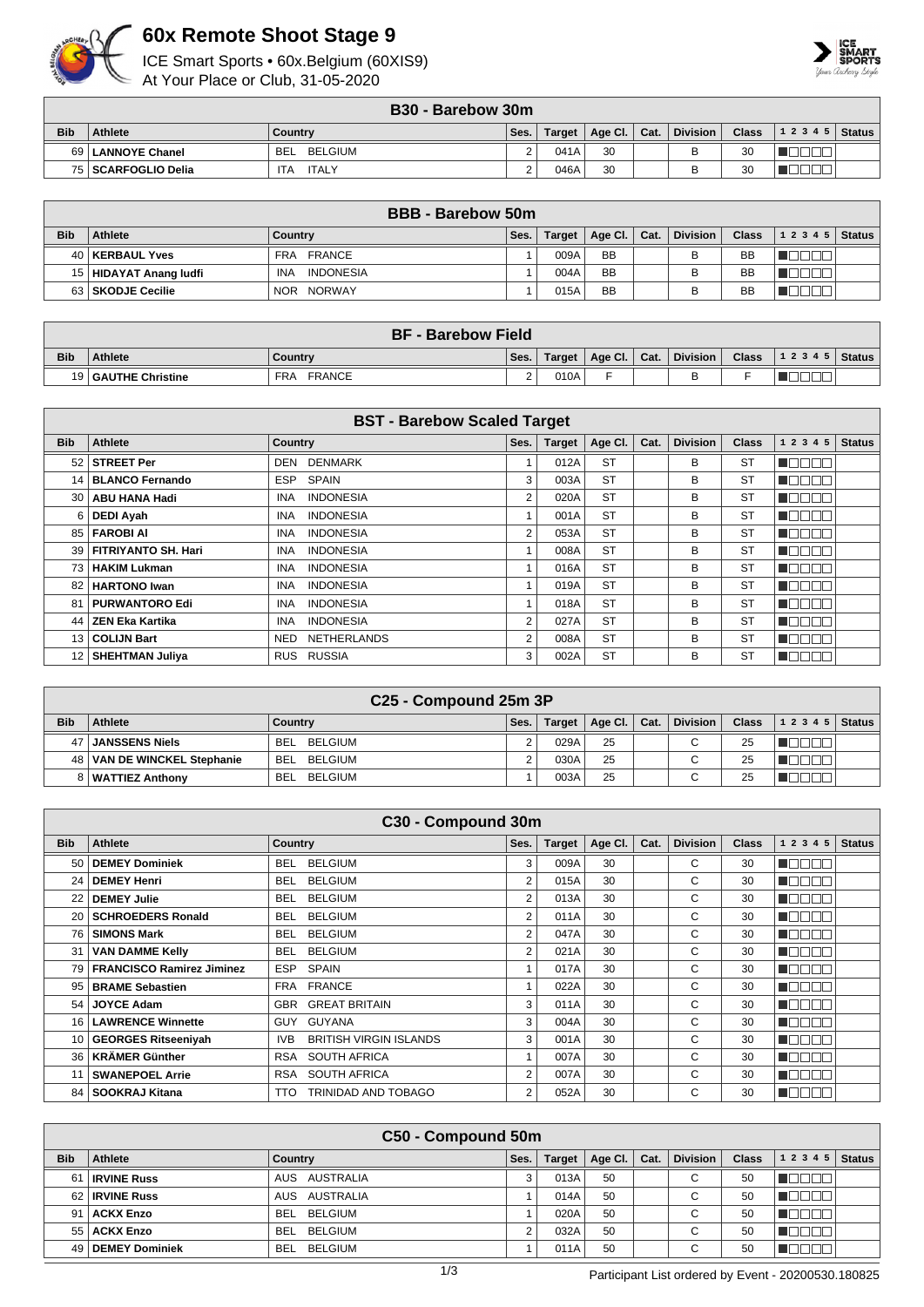# 60x Remote Shoot Stage 9

ICE Smart Sports • 60x.Belgium (60XIS9)
At Your Place or Club, 31-05-2020

| B30 - Barebow 30m | | | | | | | | | | |
|---|---|---|---|---|---|---|---|---|---|---|
| Bib | Athlete | Country | Ses. | Target | Age Cl. | Cat. | Division | Class | 1 2 3 4 5 | Status |
| 69 | LANNOYE Chanel | BEL BELGIUM | 2 | 041A | 30 | | B | 30 | | |
| 75 | SCARFOGLIO Delia | ITA ITALY | 2 | 046A | 30 | | B | 30 | | |

| BBB - Barebow 50m | | | | | | | | | | |
|---|---|---|---|---|---|---|---|---|---|---|
| Bib | Athlete | Country | Ses. | Target | Age Cl. | Cat. | Division | Class | 1 2 3 4 5 | Status |
| 40 | KERBAUL Yves | FRA FRANCE | 1 | 009A | BB | | B | BB | | |
| 15 | HIDAYAT Anang ludfi | INA INDONESIA | 1 | 004A | BB | | B | BB | | |
| 63 | SKODJE Cecilie | NOR NORWAY | 1 | 015A | BB | | B | BB | | |

| BF - Barebow Field | | | | | | | | | | |
|---|---|---|---|---|---|---|---|---|---|---|
| Bib | Athlete | Country | Ses. | Target | Age Cl. | Cat. | Division | Class | 1 2 3 4 5 | Status |
| 19 | GAUTHE Christine | FRA FRANCE | 2 | 010A | F | | B | F | | |

| BST - Barebow Scaled Target | | | | | | | | | | |
|---|---|---|---|---|---|---|---|---|---|---|
| Bib | Athlete | Country | Ses. | Target | Age Cl. | Cat. | Division | Class | 1 2 3 4 5 | Status |
| 52 | STREET Per | DEN DENMARK | 1 | 012A | ST | | B | ST | | |
| 14 | BLANCO Fernando | ESP SPAIN | 3 | 003A | ST | | B | ST | | |
| 30 | ABU HANA Hadi | INA INDONESIA | 2 | 020A | ST | | B | ST | | |
| 6 | DEDI Ayah | INA INDONESIA | 1 | 001A | ST | | B | ST | | |
| 85 | FAROBI Al | INA INDONESIA | 2 | 053A | ST | | B | ST | | |
| 39 | FITRIYANTO SH. Hari | INA INDONESIA | 1 | 008A | ST | | B | ST | | |
| 73 | HAKIM Lukman | INA INDONESIA | 1 | 016A | ST | | B | ST | | |
| 82 | HARTONO Iwan | INA INDONESIA | 1 | 019A | ST | | B | ST | | |
| 81 | PURWANTORO Edi | INA INDONESIA | 1 | 018A | ST | | B | ST | | |
| 44 | ZEN Eka Kartika | INA INDONESIA | 2 | 027A | ST | | B | ST | | |
| 13 | COLIJN Bart | NED NETHERLANDS | 2 | 008A | ST | | B | ST | | |
| 12 | SHEHTMAN Juliya | RUS RUSSIA | 3 | 002A | ST | | B | ST | | |

| C25 - Compound 25m 3P | | | | | | | | | | |
|---|---|---|---|---|---|---|---|---|---|---|
| Bib | Athlete | Country | Ses. | Target | Age Cl. | Cat. | Division | Class | 1 2 3 4 5 | Status |
| 47 | JANSSENS Niels | BEL BELGIUM | 2 | 029A | 25 | | C | 25 | | |
| 48 | VAN DE WINCKEL Stephanie | BEL BELGIUM | 2 | 030A | 25 | | C | 25 | | |
| 8 | WATTIEZ Anthony | BEL BELGIUM | 1 | 003A | 25 | | C | 25 | | |

| C30 - Compound 30m | | | | | | | | | | |
|---|---|---|---|---|---|---|---|---|---|---|
| Bib | Athlete | Country | Ses. | Target | Age Cl. | Cat. | Division | Class | 1 2 3 4 5 | Status |
| 50 | DEMEY Dominiek | BEL BELGIUM | 3 | 009A | 30 | | C | 30 | | |
| 24 | DEMEY Henri | BEL BELGIUM | 2 | 015A | 30 | | C | 30 | | |
| 22 | DEMEY Julie | BEL BELGIUM | 2 | 013A | 30 | | C | 30 | | |
| 20 | SCHROEDERS Ronald | BEL BELGIUM | 2 | 011A | 30 | | C | 30 | | |
| 76 | SIMONS Mark | BEL BELGIUM | 2 | 047A | 30 | | C | 30 | | |
| 31 | VAN DAMME Kelly | BEL BELGIUM | 2 | 021A | 30 | | C | 30 | | |
| 79 | FRANCISCO Ramirez Jiminez | ESP SPAIN | 1 | 017A | 30 | | C | 30 | | |
| 95 | BRAME Sebastien | FRA FRANCE | 1 | 022A | 30 | | C | 30 | | |
| 54 | JOYCE Adam | GBR GREAT BRITAIN | 3 | 011A | 30 | | C | 30 | | |
| 16 | LAWRENCE Winnette | GUY GUYANA | 3 | 004A | 30 | | C | 30 | | |
| 10 | GEORGES Ritseeniyah | IVB BRITISH VIRGIN ISLANDS | 3 | 001A | 30 | | C | 30 | | |
| 36 | KRÄMER Günther | RSA SOUTH AFRICA | 1 | 007A | 30 | | C | 30 | | |
| 11 | SWANEPOEL Arrie | RSA SOUTH AFRICA | 2 | 007A | 30 | | C | 30 | | |
| 84 | SOOKRAJ Kitana | TTO TRINIDAD AND TOBAGO | 2 | 052A | 30 | | C | 30 | | |

| C50 - Compound 50m | | | | | | | | | | |
|---|---|---|---|---|---|---|---|---|---|---|
| Bib | Athlete | Country | Ses. | Target | Age Cl. | Cat. | Division | Class | 1 2 3 4 5 | Status |
| 61 | IRVINE Russ | AUS AUSTRALIA | 3 | 013A | 50 | | C | 50 | | |
| 62 | IRVINE Russ | AUS AUSTRALIA | 1 | 014A | 50 | | C | 50 | | |
| 91 | ACKX Enzo | BEL BELGIUM | 1 | 020A | 50 | | C | 50 | | |
| 55 | ACKX Enzo | BEL BELGIUM | 2 | 032A | 50 | | C | 50 | | |
| 49 | DEMEY Dominiek | BEL BELGIUM | 1 | 011A | 50 | | C | 50 | | |

Participant List ordered by Event - 20200530.180825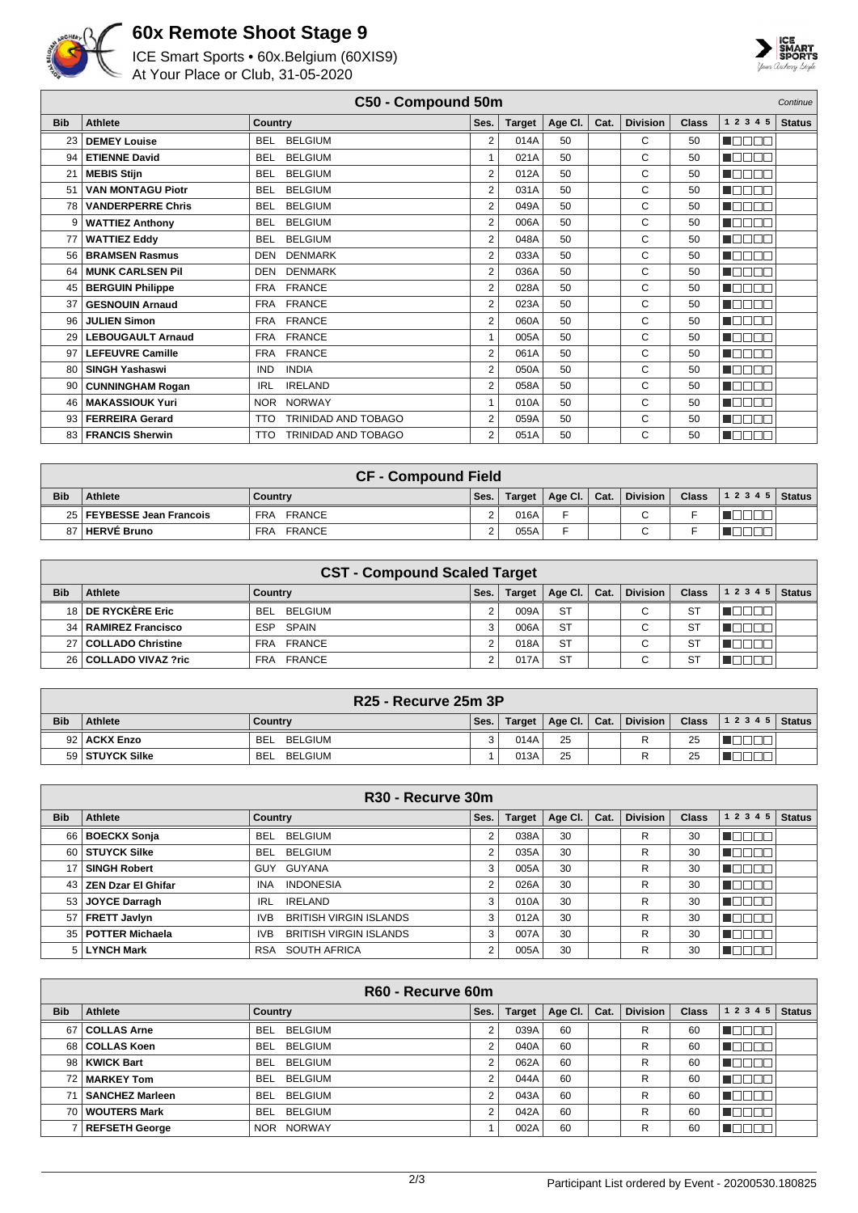# 60x Remote Shoot Stage 9

ICE Smart Sports • 60x.Belgium (60XIS9)
At Your Place or Club, 31-05-2020

## C50 - Compound 50m

*Continue*

| Bib | Athlete | Country | Ses. | Target | Age Cl. | Cat. | Division | Class | 1 2 3 4 5 | Status |
|---|---|---|---|---|---|---|---|---|---|---|
| 23 | **DEMEY Louise** | BEL BELGIUM | 2 | 014A | 50 | | C | 50 | | |
| 94 | **ETIENNE David** | BEL BELGIUM | 1 | 021A | 50 | | C | 50 | | |
| 21 | **MEBIS Stijn** | BEL BELGIUM | 2 | 012A | 50 | | C | 50 | | |
| 51 | **VAN MONTAGU Piotr** | BEL BELGIUM | 2 | 031A | 50 | | C | 50 | | |
| 78 | **VANDERPERRE Chris** | BEL BELGIUM | 2 | 049A | 50 | | C | 50 | | |
| 9 | **WATTIEZ Anthony** | BEL BELGIUM | 2 | 006A | 50 | | C | 50 | | |
| 77 | **WATTIEZ Eddy** | BEL BELGIUM | 2 | 048A | 50 | | C | 50 | | |
| 56 | **BRAMSEN Rasmus** | DEN DENMARK | 2 | 033A | 50 | | C | 50 | | |
| 64 | **MUNK CARLSEN Pil** | DEN DENMARK | 2 | 036A | 50 | | C | 50 | | |
| 45 | **BERGUIN Philippe** | FRA FRANCE | 2 | 028A | 50 | | C | 50 | | |
| 37 | **GESNOUIN Arnaud** | FRA FRANCE | 2 | 023A | 50 | | C | 50 | | |
| 96 | **JULIEN Simon** | FRA FRANCE | 2 | 060A | 50 | | C | 50 | | |
| 29 | **LEBOUGAULT Arnaud** | FRA FRANCE | 1 | 005A | 50 | | C | 50 | | |
| 97 | **LEFEUVRE Camille** | FRA FRANCE | 2 | 061A | 50 | | C | 50 | | |
| 80 | **SINGH Yashaswi** | IND INDIA | 2 | 050A | 50 | | C | 50 | | |
| 90 | **CUNNINGHAM Rogan** | IRL IRELAND | 2 | 058A | 50 | | C | 50 | | |
| 46 | **MAKASSIOUK Yuri** | NOR NORWAY | 1 | 010A | 50 | | C | 50 | | |
| 93 | **FERREIRA Gerard** | TTO TRINIDAD AND TOBAGO | 2 | 059A | 50 | | C | 50 | | |
| 83 | **FRANCIS Sherwin** | TTO TRINIDAD AND TOBAGO | 2 | 051A | 50 | | C | 50 | | |

## CF - Compound Field

| Bib | Athlete | Country | Ses. | Target | Age Cl. | Cat. | Division | Class | 1 2 3 4 5 | Status |
|---|---|---|---|---|---|---|---|---|---|---|
| 25 | **FEYBESSE Jean Francois** | FRA FRANCE | 2 | 016A | F | | C | F | | |
| 87 | **HERVÉ Bruno** | FRA FRANCE | 2 | 055A | F | | C | F | | |

## CST - Compound Scaled Target

| Bib | Athlete | Country | Ses. | Target | Age Cl. | Cat. | Division | Class | 1 2 3 4 5 | Status |
|---|---|---|---|---|---|---|---|---|---|---|
| 18 | **DE RYCKÈRE Eric** | BEL BELGIUM | 2 | 009A | ST | | C | ST | | |
| 34 | **RAMIREZ Francisco** | ESP SPAIN | 3 | 006A | ST | | C | ST | | |
| 27 | **COLLADO Christine** | FRA FRANCE | 2 | 018A | ST | | C | ST | | |
| 26 | **COLLADO VIVAZ ?ric** | FRA FRANCE | 2 | 017A | ST | | C | ST | | |

## R25 - Recurve 25m 3P

| Bib | Athlete | Country | Ses. | Target | Age Cl. | Cat. | Division | Class | 1 2 3 4 5 | Status |
|---|---|---|---|---|---|---|---|---|---|---|
| 92 | **ACKX Enzo** | BEL BELGIUM | 3 | 014A | 25 | | R | 25 | | |
| 59 | **STUYCK Silke** | BEL BELGIUM | 1 | 013A | 25 | | R | 25 | | |

## R30 - Recurve 30m

| Bib | Athlete | Country | Ses. | Target | Age Cl. | Cat. | Division | Class | 1 2 3 4 5 | Status |
|---|---|---|---|---|---|---|---|---|---|---|
| 66 | **BOECKX Sonja** | BEL BELGIUM | 2 | 038A | 30 | | R | 30 | | |
| 60 | **STUYCK Silke** | BEL BELGIUM | 2 | 035A | 30 | | R | 30 | | |
| 17 | **SINGH Robert** | GUY GUYANA | 3 | 005A | 30 | | R | 30 | | |
| 43 | **ZEN Dzar El Ghifar** | INA INDONESIA | 2 | 026A | 30 | | R | 30 | | |
| 53 | **JOYCE Darragh** | IRL IRELAND | 3 | 010A | 30 | | R | 30 | | |
| 57 | **FRETT Javlyn** | IVB BRITISH VIRGIN ISLANDS | 3 | 012A | 30 | | R | 30 | | |
| 35 | **POTTER Michaela** | IVB BRITISH VIRGIN ISLANDS | 3 | 007A | 30 | | R | 30 | | |
| 5 | **LYNCH Mark** | RSA SOUTH AFRICA | 2 | 005A | 30 | | R | 30 | | |

## R60 - Recurve 60m

| Bib | Athlete | Country | Ses. | Target | Age Cl. | Cat. | Division | Class | 1 2 3 4 5 | Status |
|---|---|---|---|---|---|---|---|---|---|---|
| 67 | **COLLAS Arne** | BEL BELGIUM | 2 | 039A | 60 | | R | 60 | | |
| 68 | **COLLAS Koen** | BEL BELGIUM | 2 | 040A | 60 | | R | 60 | | |
| 98 | **KWICK Bart** | BEL BELGIUM | 2 | 062A | 60 | | R | 60 | | |
| 72 | **MARKEY Tom** | BEL BELGIUM | 2 | 044A | 60 | | R | 60 | | |
| 71 | **SANCHEZ Marleen** | BEL BELGIUM | 2 | 043A | 60 | | R | 60 | | |
| 70 | **WOUTERS Mark** | BEL BELGIUM | 2 | 042A | 60 | | R | 60 | | |
| 7 | **REFSETH George** | NOR NORWAY | 1 | 002A | 60 | | R | 60 | | |

Participant List ordered by Event - 20200530.180825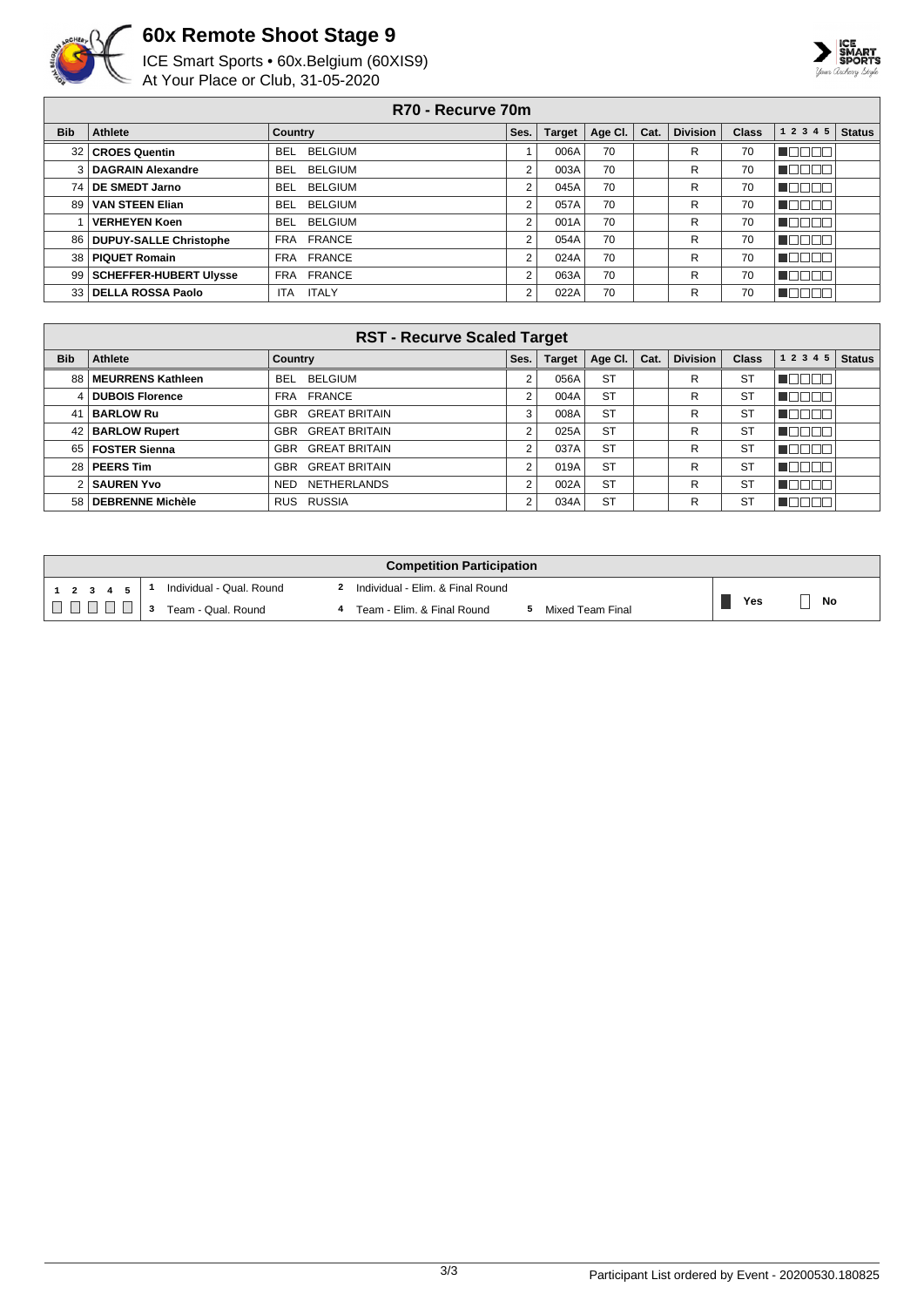# 60x Remote Shoot Stage 9

ICE Smart Sports • 60x.Belgium (60XIS9)
At Your Place or Club, 31-05-2020

## R70 - Recurve 70m

| Bib | Athlete | Country | Ses. | Target | Age Cl. | Cat. | Division | Class | 1 2 3 4 5 | Status |
|---|---|---|---|---|---|---|---|---|---|---|
| 32 | **CROES Quentin** | BEL BELGIUM | 1 | 006A | 70 | | R | 70 | ■□□□□ | |
| 3 | **DAGRAIN Alexandre** | BEL BELGIUM | 2 | 003A | 70 | | R | 70 | ■□□□□ | |
| 74 | **DE SMEDT Jarno** | BEL BELGIUM | 2 | 045A | 70 | | R | 70 | ■□□□□ | |
| 89 | **VAN STEEN Elian** | BEL BELGIUM | 2 | 057A | 70 | | R | 70 | ■□□□□ | |
| 1 | **VERHEYEN Koen** | BEL BELGIUM | 2 | 001A | 70 | | R | 70 | ■□□□□ | |
| 86 | **DUPUY-SALLE Christophe** | FRA FRANCE | 2 | 054A | 70 | | R | 70 | ■□□□□ | |
| 38 | **PIQUET Romain** | FRA FRANCE | 2 | 024A | 70 | | R | 70 | ■□□□□ | |
| 99 | **SCHEFFER-HUBERT Ulysse** | FRA FRANCE | 2 | 063A | 70 | | R | 70 | ■□□□□ | |
| 33 | **DELLA ROSSA Paolo** | ITA ITALY | 2 | 022A | 70 | | R | 70 | ■□□□□ | |

## RST - Recurve Scaled Target

| Bib | Athlete | Country | Ses. | Target | Age Cl. | Cat. | Division | Class | 1 2 3 4 5 | Status |
|---|---|---|---|---|---|---|---|---|---|---|
| 88 | **MEURRENS Kathleen** | BEL BELGIUM | 2 | 056A | ST | | R | ST | ■□□□□ | |
| 4 | **DUBOIS Florence** | FRA FRANCE | 2 | 004A | ST | | R | ST | ■□□□□ | |
| 41 | **BARLOW Ru** | GBR GREAT BRITAIN | 3 | 008A | ST | | R | ST | ■□□□□ | |
| 42 | **BARLOW Rupert** | GBR GREAT BRITAIN | 2 | 025A | ST | | R | ST | ■□□□□ | |
| 65 | **FOSTER Sienna** | GBR GREAT BRITAIN | 2 | 037A | ST | | R | ST | ■□□□□ | |
| 28 | **PEERS Tim** | GBR GREAT BRITAIN | 2 | 019A | ST | | R | ST | ■□□□□ | |
| 2 | **SAUREN Yvo** | NED NETHERLANDS | 2 | 002A | ST | | R | ST | ■□□□□ | |
| 58 | **DEBRENNE Michèle** | RUS RUSSIA | 2 | 034A | ST | | R | ST | ■□□□□ | |

## Competition Participation

| 1 2 3 4 5 | | | | |
|---|---|---|---|---|
| □□□□□ | 1 Individual - Qual. Round | 2 Individual - Elim. & Final Round | | ■ Yes |
| | 3 Team - Qual. Round | 4 Team - Elim. & Final Round | 5 Mixed Team Final | □ No |

Participant List ordered by Event - 20200530.180825